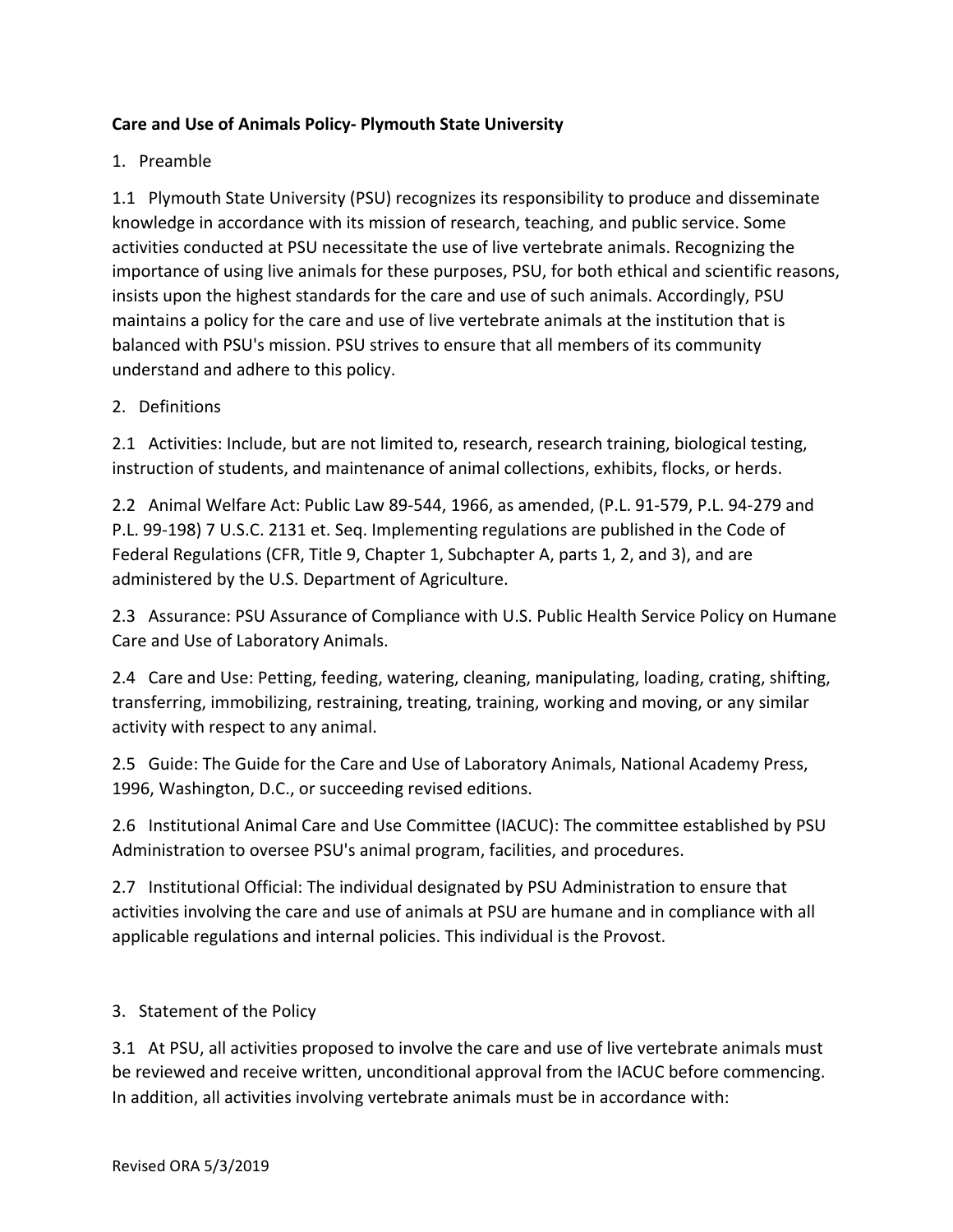**Care and Use of Animals Policy- Plymouth State University**

1. Preamble

1.1 Plymouth State University (PSU) recognizes its responsibility to produce and disseminate knowledge in accordance with its mission of research, teaching, and public service. Some activities conducted at PSU necessitate the use of live vertebrate animals. Recognizing the importance of using live animals for these purposes, PSU, for both ethical and scientific reasons, insists upon the highest standards for the care and use of such animals. Accordingly, PSU maintains a policy for the care and use of live vertebrate animals at the institution that is balanced with PSU's mission. PSU strives to ensure that all members of its community understand and adhere to this policy.

2. Definitions

2.1 Activities: Include, but are not limited to, research, research training, biological testing, instruction of students, and maintenance of animal collections, exhibits, flocks, or herds.

2.2 Animal Welfare Act: Public Law 89-544, 1966, as amended, (P.L. 91-579, P.L. 94-279 and P.L. 99-198) 7 U.S.C. 2131 et. Seq. Implementing regulations are published in the Code of Federal Regulations (CFR, Title 9, Chapter 1, Subchapter A, parts 1, 2, and 3), and are administered by the U.S. Department of Agriculture.

2.3 Assurance: PSU Assurance of Compliance with U.S. Public Health Service Policy on Humane Care and Use of Laboratory Animals.

2.4 Care and Use: Petting, feeding, watering, cleaning, manipulating, loading, crating, shifting, transferring, immobilizing, restraining, treating, training, working and moving, or any similar activity with respect to any animal.

2.5 Guide: The Guide for the Care and Use of Laboratory Animals, National Academy Press, 1996, Washington, D.C., or succeeding revised editions.

2.6 Institutional Animal Care and Use Committee (IACUC): The committee established by PSU Administration to oversee PSU's animal program, facilities, and procedures.

2.7 Institutional Official: The individual designated by PSU Administration to ensure that activities involving the care and use of animals at PSU are humane and in compliance with all applicable regulations and internal policies. This individual is the Provost.

3. Statement of the Policy

3.1 At PSU, all activities proposed to involve the care and use of live vertebrate animals must be reviewed and receive written, unconditional approval from the IACUC before commencing. In addition, all activities involving vertebrate animals must be in accordance with: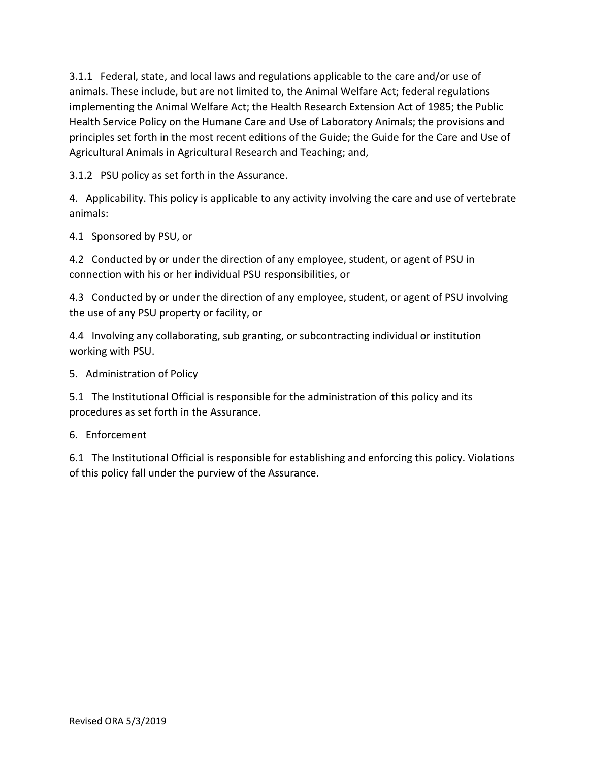3.1.1 Federal, state, and local laws and regulations applicable to the care and/or use of animals. These include, but are not limited to, the Animal Welfare Act; federal regulations implementing the Animal Welfare Act; the Health Research Extension Act of 1985; the Public Health Service Policy on the Humane Care and Use of Laboratory Animals; the provisions and principles set forth in the most recent editions of the Guide; the Guide for the Care and Use of Agricultural Animals in Agricultural Research and Teaching; and,

3.1.2 PSU policy as set forth in the Assurance.

4. Applicability. This policy is applicable to any activity involving the care and use of vertebrate animals:

4.1 Sponsored by PSU, or

4.2 Conducted by or under the direction of any employee, student, or agent of PSU in connection with his or her individual PSU responsibilities, or

4.3 Conducted by or under the direction of any employee, student, or agent of PSU involving the use of any PSU property or facility, or

4.4 Involving any collaborating, sub granting, or subcontracting individual or institution working with PSU.

5. Administration of Policy

5.1 The Institutional Official is responsible for the administration of this policy and its procedures as set forth in the Assurance.

6. Enforcement

6.1 The Institutional Official is responsible for establishing and enforcing this policy. Violations of this policy fall under the purview of the Assurance.

Revised ORA 5/3/2019